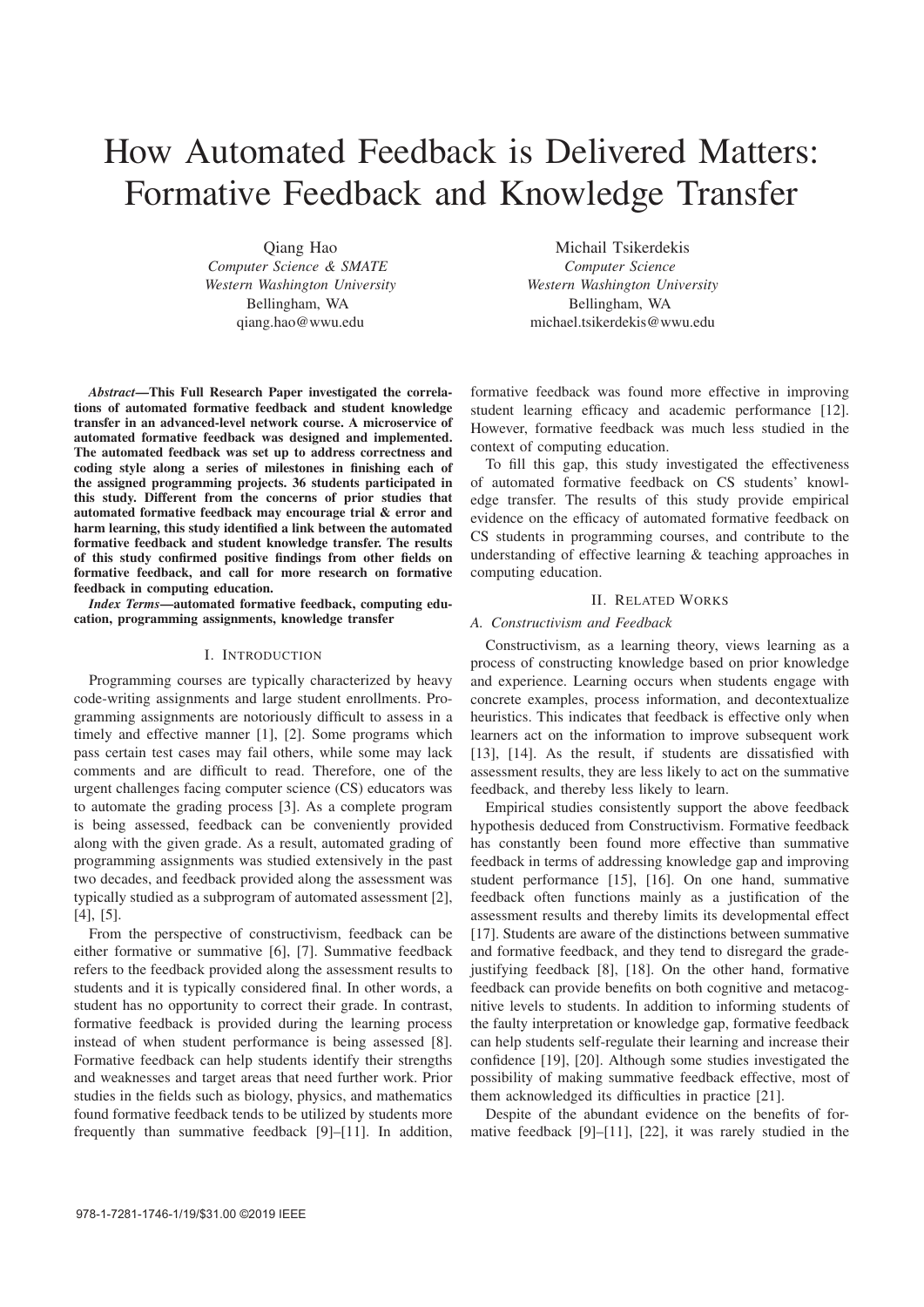# How Automated Feedback is Delivered Matters: Formative Feedback and Knowledge Transfer

Qiang Hao
*Computer Science & SMATE*
*Western Washington University*
Bellingham, WA
qiang.hao@wwu.edu

Michail Tsikerdekis
*Computer Science*
*Western Washington University*
Bellingham, WA
michael.tsikerdekis@wwu.edu

***Abstract*—This Full Research Paper investigated the correlations of automated formative feedback and student knowledge transfer in an advanced-level network course. A microservice of automated formative feedback was designed and implemented. The automated feedback was set up to address correctness and coding style along a series of milestones in finishing each of the assigned programming projects. 36 students participated in this study. Different from the concerns of prior studies that automated formative feedback may encourage trial & error and harm learning, this study identified a link between the automated formative feedback and student knowledge transfer. The results of this study confirmed positive findings from other fields on formative feedback, and call for more research on formative feedback in computing education.**

***Index Terms*—automated formative feedback, computing education, programming assignments, knowledge transfer**

## I. Introduction

Programming courses are typically characterized by heavy code-writing assignments and large student enrollments. Programming assignments are notoriously difficult to assess in a timely and effective manner [1], [2]. Some programs which pass certain test cases may fail others, while some may lack comments and are difficult to read. Therefore, one of the urgent challenges facing computer science (CS) educators was to automate the grading process [3]. As a complete program is being assessed, feedback can be conveniently provided along with the given grade. As a result, automated grading of programming assignments was studied extensively in the past two decades, and feedback provided along the assessment was typically studied as a subprogram of automated assessment [2], [4], [5].

From the perspective of constructivism, feedback can be either formative or summative [6], [7]. Summative feedback refers to the feedback provided along the assessment results to students and it is typically considered final. In other words, a student has no opportunity to correct their grade. In contrast, formative feedback is provided during the learning process instead of when student performance is being assessed [8]. Formative feedback can help students identify their strengths and weaknesses and target areas that need further work. Prior studies in the fields such as biology, physics, and mathematics found formative feedback tends to be utilized by students more frequently than summative feedback [9]–[11]. In addition, formative feedback was found more effective in improving student learning efficacy and academic performance [12]. However, formative feedback was much less studied in the context of computing education.

To fill this gap, this study investigated the effectiveness of automated formative feedback on CS students' knowledge transfer. The results of this study provide empirical evidence on the efficacy of automated formative feedback on CS students in programming courses, and contribute to the understanding of effective learning & teaching approaches in computing education.

## II. Related Works

### *A. Constructivism and Feedback*

Constructivism, as a learning theory, views learning as a process of constructing knowledge based on prior knowledge and experience. Learning occurs when students engage with concrete examples, process information, and decontextualize heuristics. This indicates that feedback is effective only when learners act on the information to improve subsequent work [13], [14]. As the result, if students are dissatisfied with assessment results, they are less likely to act on the summative feedback, and thereby less likely to learn.

Empirical studies consistently support the above feedback hypothesis deduced from Constructivism. Formative feedback has constantly been found more effective than summative feedback in terms of addressing knowledge gap and improving student performance [15], [16]. On one hand, summative feedback often functions mainly as a justification of the assessment results and thereby limits its developmental effect [17]. Students are aware of the distinctions between summative and formative feedback, and they tend to disregard the grade-justifying feedback [8], [18]. On the other hand, formative feedback can provide benefits on both cognitive and metacognitive levels to students. In addition to informing students of the faulty interpretation or knowledge gap, formative feedback can help students self-regulate their learning and increase their confidence [19], [20]. Although some studies investigated the possibility of making summative feedback effective, most of them acknowledged its difficulties in practice [21].

Despite of the abundant evidence on the benefits of formative feedback [9]–[11], [22], it was rarely studied in the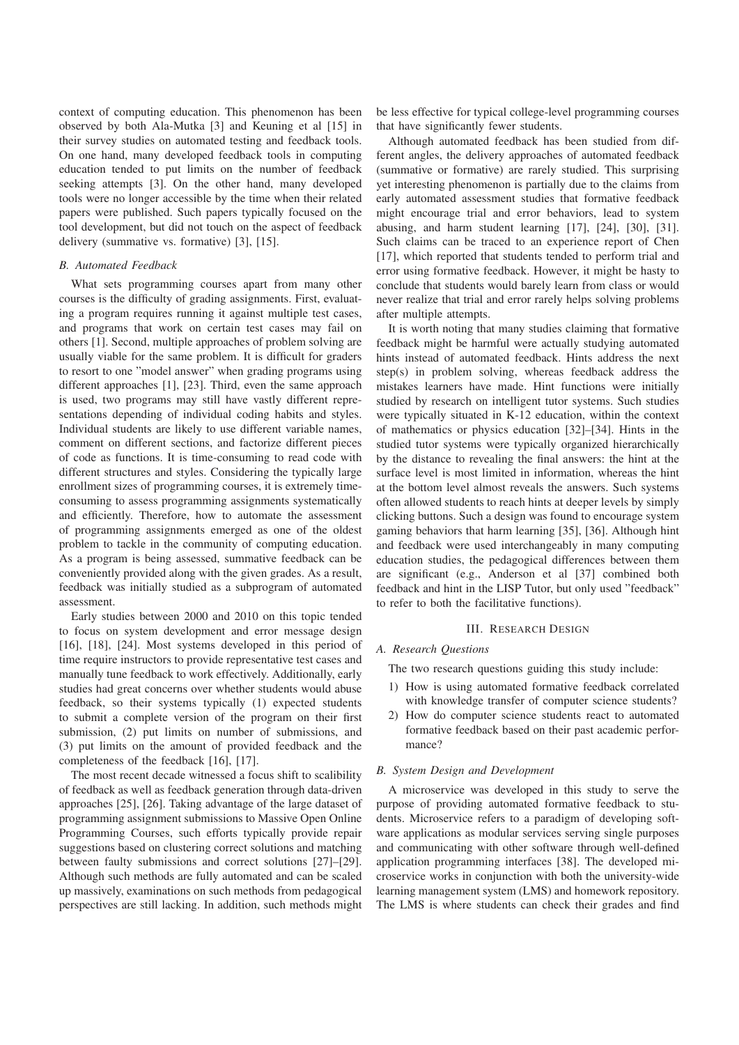context of computing education. This phenomenon has been observed by both Ala-Mutka [3] and Keuning et al [15] in their survey studies on automated testing and feedback tools. On one hand, many developed feedback tools in computing education tended to put limits on the number of feedback seeking attempts [3]. On the other hand, many developed tools were no longer accessible by the time when their related papers were published. Such papers typically focused on the tool development, but did not touch on the aspect of feedback delivery (summative vs. formative) [3], [15].

### B. Automated Feedback

What sets programming courses apart from many other courses is the difficulty of grading assignments. First, evaluating a program requires running it against multiple test cases, and programs that work on certain test cases may fail on others [1]. Second, multiple approaches of problem solving are usually viable for the same problem. It is difficult for graders to resort to one "model answer" when grading programs using different approaches [1], [23]. Third, even the same approach is used, two programs may still have vastly different representations depending of individual coding habits and styles. Individual students are likely to use different variable names, comment on different sections, and factorize different pieces of code as functions. It is time-consuming to read code with different structures and styles. Considering the typically large enrollment sizes of programming courses, it is extremely time-consuming to assess programming assignments systematically and efficiently. Therefore, how to automate the assessment of programming assignments emerged as one of the oldest problem to tackle in the community of computing education. As a program is being assessed, summative feedback can be conveniently provided along with the given grades. As a result, feedback was initially studied as a subprogram of automated assessment.

Early studies between 2000 and 2010 on this topic tended to focus on system development and error message design [16], [18], [24]. Most systems developed in this period of time require instructors to provide representative test cases and manually tune feedback to work effectively. Additionally, early studies had great concerns over whether students would abuse feedback, so their systems typically (1) expected students to submit a complete version of the program on their first submission, (2) put limits on number of submissions, and (3) put limits on the amount of provided feedback and the completeness of the feedback [16], [17].

The most recent decade witnessed a focus shift to scalibility of feedback as well as feedback generation through data-driven approaches [25], [26]. Taking advantage of the large dataset of programming assignment submissions to Massive Open Online Programming Courses, such efforts typically provide repair suggestions based on clustering correct solutions and matching between faulty submissions and correct solutions [27]–[29]. Although such methods are fully automated and can be scaled up massively, examinations on such methods from pedagogical perspectives are still lacking. In addition, such methods might be less effective for typical college-level programming courses that have significantly fewer students.

Although automated feedback has been studied from different angles, the delivery approaches of automated feedback (summative or formative) are rarely studied. This surprising yet interesting phenomenon is partially due to the claims from early automated assessment studies that formative feedback might encourage trial and error behaviors, lead to system abusing, and harm student learning [17], [24], [30], [31]. Such claims can be traced to an experience report of Chen [17], which reported that students tended to perform trial and error using formative feedback. However, it might be hasty to conclude that students would barely learn from class or would never realize that trial and error rarely helps solving problems after multiple attempts.

It is worth noting that many studies claiming that formative feedback might be harmful were actually studying automated hints instead of automated feedback. Hints address the next step(s) in problem solving, whereas feedback address the mistakes learners have made. Hint functions were initially studied by research on intelligent tutor systems. Such studies were typically situated in K-12 education, within the context of mathematics or physics education [32]–[34]. Hints in the studied tutor systems were typically organized hierarchically by the distance to revealing the final answers: the hint at the surface level is most limited in information, whereas the hint at the bottom level almost reveals the answers. Such systems often allowed students to reach hints at deeper levels by simply clicking buttons. Such a design was found to encourage system gaming behaviors that harm learning [35], [36]. Although hint and feedback were used interchangeably in many computing education studies, the pedagogical differences between them are significant (e.g., Anderson et al [37] combined both feedback and hint in the LISP Tutor, but only used "feedback" to refer to both the facilitative functions).

## III. Research Design

### A. Research Questions

The two research questions guiding this study include:

1) How is using automated formative feedback correlated with knowledge transfer of computer science students?
2) How do computer science students react to automated formative feedback based on their past academic performance?

### B. System Design and Development

A microservice was developed in this study to serve the purpose of providing automated formative feedback to students. Microservice refers to a paradigm of developing software applications as modular services serving single purposes and communicating with other software through well-defined application programming interfaces [38]. The developed microservice works in conjunction with both the university-wide learning management system (LMS) and homework repository. The LMS is where students can check their grades and find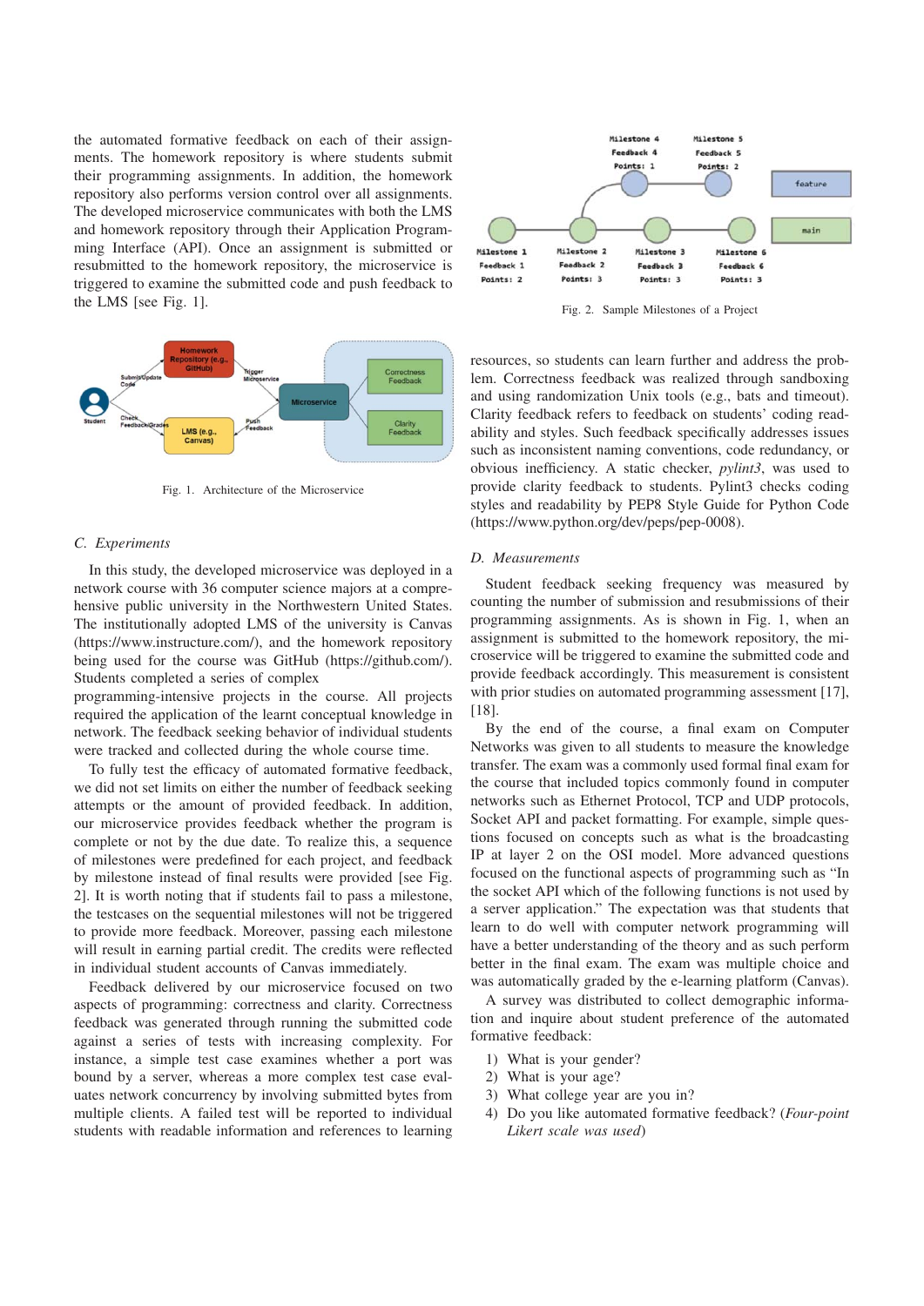the automated formative feedback on each of their assignments. The homework repository is where students submit their programming assignments. In addition, the homework repository also performs version control over all assignments. The developed microservice communicates with both the LMS and homework repository through their Application Programming Interface (API). Once an assignment is submitted or resubmitted to the homework repository, the microservice is triggered to examine the submitted code and push feedback to the LMS [see Fig. 1].

Fig. 1. Architecture of the Microservice

### C. Experiments

In this study, the developed microservice was deployed in a network course with 36 computer science majors at a comprehensive public university in the Northwestern United States. The institutionally adopted LMS of the university is Canvas (https://www.instructure.com/), and the homework repository being used for the course was GitHub (https://github.com/). Students completed a series of complex programming-intensive projects in the course. All projects required the application of the learnt conceptual knowledge in network. The feedback seeking behavior of individual students were tracked and collected during the whole course time.

To fully test the efficacy of automated formative feedback, we did not set limits on either the number of feedback seeking attempts or the amount of provided feedback. In addition, our microservice provides feedback whether the program is complete or not by the due date. To realize this, a sequence of milestones were predefined for each project, and feedback by milestone instead of final results were provided [see Fig. 2]. It is worth noting that if students fail to pass a milestone, the testcases on the sequential milestones will not be triggered to provide more feedback. Moreover, passing each milestone will result in earning partial credit. The credits were reflected in individual student accounts of Canvas immediately.

Feedback delivered by our microservice focused on two aspects of programming: correctness and clarity. Correctness feedback was generated through running the submitted code against a series of tests with increasing complexity. For instance, a simple test case examines whether a port was bound by a server, whereas a more complex test case evaluates network concurrency by involving submitted bytes from multiple clients. A failed test will be reported to individual students with readable information and references to learning resources, so students can learn further and address the problem. Correctness feedback was realized through sandboxing and using randomization Unix tools (e.g., bats and timeout). Clarity feedback refers to feedback on students' coding readability and styles. Such feedback specifically addresses issues such as inconsistent naming conventions, code redundancy, or obvious inefficiency. A static checker, *pylint3*, was used to provide clarity feedback to students. Pylint3 checks coding styles and readability by PEP8 Style Guide for Python Code (https://www.python.org/dev/peps/pep-0008).

Fig. 2. Sample Milestones of a Project

### D. Measurements

Student feedback seeking frequency was measured by counting the number of submission and resubmissions of their programming assignments. As is shown in Fig. 1, when an assignment is submitted to the homework repository, the microservice will be triggered to examine the submitted code and provide feedback accordingly. This measurement is consistent with prior studies on automated programming assessment [17], [18].

By the end of the course, a final exam on Computer Networks was given to all students to measure the knowledge transfer. The exam was a commonly used formal final exam for the course that included topics commonly found in computer networks such as Ethernet Protocol, TCP and UDP protocols, Socket API and packet formatting. For example, simple questions focused on concepts such as what is the broadcasting IP at layer 2 on the OSI model. More advanced questions focused on the functional aspects of programming such as "In the socket API which of the following functions is not used by a server application." The expectation was that students that learn to do well with computer network programming will have a better understanding of the theory and as such perform better in the final exam. The exam was multiple choice and was automatically graded by the e-learning platform (Canvas).

A survey was distributed to collect demographic information and inquire about student preference of the automated formative feedback:

1) What is your gender?
2) What is your age?
3) What college year are you in?
4) Do you like automated formative feedback? (*Four-point Likert scale was used*)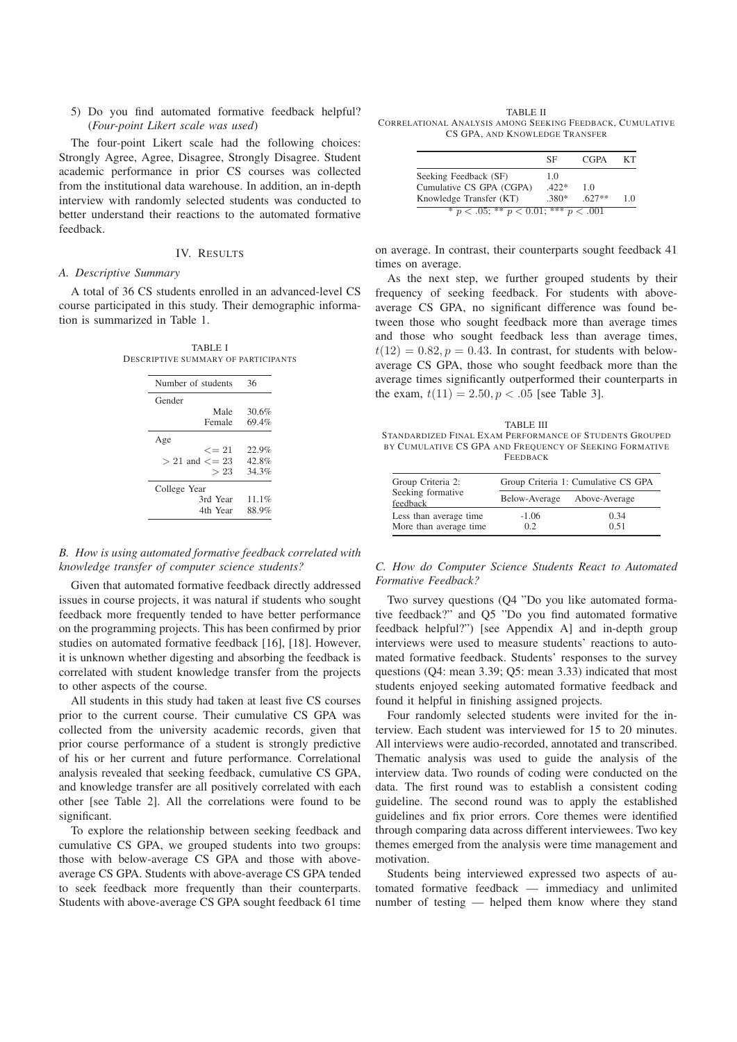5) Do you find automated formative feedback helpful? (*Four-point Likert scale was used*)

The four-point Likert scale had the following choices: Strongly Agree, Agree, Disagree, Strongly Disagree. Student academic performance in prior CS courses was collected from the institutional data warehouse. In addition, an in-depth interview with randomly selected students was conducted to better understand their reactions to the automated formative feedback.

## IV. Results

### *A. Descriptive Summary*

A total of 36 CS students enrolled in an advanced-level CS course participated in this study. Their demographic information is summarized in Table 1.

TABLE I
DESCRIPTIVE SUMMARY OF PARTICIPANTS

| Number of students | 36 |
|---|---|
| Gender | |
| Male | 30.6% |
| Female | 69.4% |
| Age | |
| $<= 21$ | 22.9% |
| $> 21$ and $<= 23$ | 42.8% |
| $> 23$ | 34.3% |
| College Year | |
| 3rd Year | 11.1% |
| 4th Year | 88.9% |

### *B. How is using automated formative feedback correlated with knowledge transfer of computer science students?*

Given that automated formative feedback directly addressed issues in course projects, it was natural if students who sought feedback more frequently tended to have better performance on the programming projects. This has been confirmed by prior studies on automated formative feedback [16], [18]. However, it is unknown whether digesting and absorbing the feedback is correlated with student knowledge transfer from the projects to other aspects of the course.

All students in this study had taken at least five CS courses prior to the current course. Their cumulative CS GPA was collected from the university academic records, given that prior course performance of a student is strongly predictive of his or her current and future performance. Correlational analysis revealed that seeking feedback, cumulative CS GPA, and knowledge transfer are all positively correlated with each other [see Table 2]. All the correlations were found to be significant.

To explore the relationship between seeking feedback and cumulative CS GPA, we grouped students into two groups: those with below-average CS GPA and those with above-average CS GPA. Students with above-average CS GPA tended to seek feedback more frequently than their counterparts. Students with above-average CS GPA sought feedback 61 time on average. In contrast, their counterparts sought feedback 41 times on average.

TABLE II
CORRELATIONAL ANALYSIS AMONG SEEKING FEEDBACK, CUMULATIVE CS GPA, AND KNOWLEDGE TRANSFER

| | SF | CGPA | KT |
|---|---|---|---|
| Seeking Feedback (SF) | 1.0 | | |
| Cumulative CS GPA (CGPA) | .422* | 1.0 | |
| Knowledge Transfer (KT) | .380* | .627** | 1.0 |

\* $p < .05$; ** $p < 0.01$; *** $p < .001$

As the next step, we further grouped students by their frequency of seeking feedback. For students with above-average CS GPA, no significant difference was found between those who sought feedback more than average times and those who sought feedback less than average times, $t(12) = 0.82, p = 0.43$. In contrast, for students with below-average CS GPA, those who sought feedback more than the average times significantly outperformed their counterparts in the exam, $t(11) = 2.50, p < .05$ [see Table 3].

TABLE III
STANDARDIZED FINAL EXAM PERFORMANCE OF STUDENTS GROUPED BY CUMULATIVE CS GPA AND FREQUENCY OF SEEKING FORMATIVE FEEDBACK

| Group Criteria 2: Seeking formative feedback | Group Criteria 1: Cumulative CS GPA | |
|---|---|---|
| | Below-Average | Above-Average |
| Less than average time | -1.06 | 0.34 |
| More than average time | 0.2 | 0.51 |

### *C. How do Computer Science Students React to Automated Formative Feedback?*

Two survey questions (Q4 "Do you like automated formative feedback?" and Q5 "Do you find automated formative feedback helpful?") [see Appendix A] and in-depth group interviews were used to measure students' reactions to automated formative feedback. Students' responses to the survey questions (Q4: mean 3.39; Q5: mean 3.33) indicated that most students enjoyed seeking automated formative feedback and found it helpful in finishing assigned projects.

Four randomly selected students were invited for the interview. Each student was interviewed for 15 to 20 minutes. All interviews were audio-recorded, annotated and transcribed. Thematic analysis was used to guide the analysis of the interview data. Two rounds of coding were conducted on the data. The first round was to establish a consistent coding guideline. The second round was to apply the established guidelines and fix prior errors. Core themes were identified through comparing data across different interviewees. Two key themes emerged from the analysis were time management and motivation.

Students being interviewed expressed two aspects of automated formative feedback — immediacy and unlimited number of testing — helped them know where they stand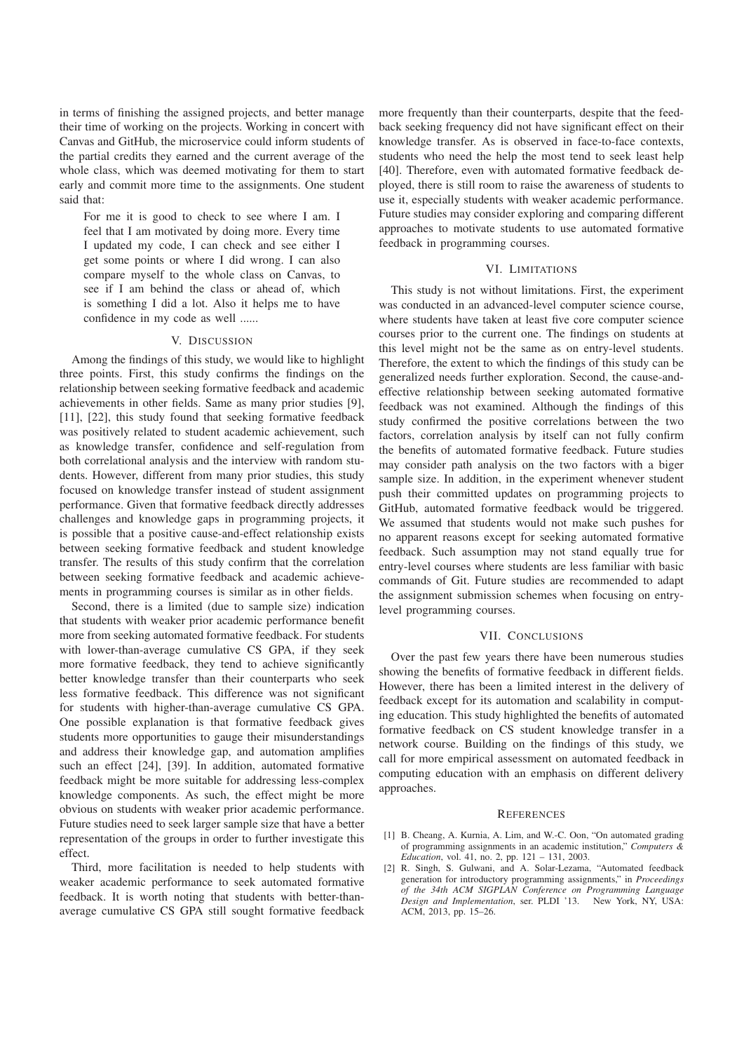in terms of finishing the assigned projects, and better manage their time of working on the projects. Working in concert with Canvas and GitHub, the microservice could inform students of the partial credits they earned and the current average of the whole class, which was deemed motivating for them to start early and commit more time to the assignments. One student said that:

> For me it is good to check to see where I am. I feel that I am motivated by doing more. Every time I updated my code, I can check and see either I get some points or where I did wrong. I can also compare myself to the whole class on Canvas, to see if I am behind the class or ahead of, which is something I did a lot. Also it helps me to have confidence in my code as well ......

## V. Discussion

Among the findings of this study, we would like to highlight three points. First, this study confirms the findings on the relationship between seeking formative feedback and academic achievements in other fields. Same as many prior studies [9], [11], [22], this study found that seeking formative feedback was positively related to student academic achievement, such as knowledge transfer, confidence and self-regulation from both correlational analysis and the interview with random students. However, different from many prior studies, this study focused on knowledge transfer instead of student assignment performance. Given that formative feedback directly addresses challenges and knowledge gaps in programming projects, it is possible that a positive cause-and-effect relationship exists between seeking formative feedback and student knowledge transfer. The results of this study confirm that the correlation between seeking formative feedback and academic achievements in programming courses is similar as in other fields.

Second, there is a limited (due to sample size) indication that students with weaker prior academic performance benefit more from seeking automated formative feedback. For students with lower-than-average cumulative CS GPA, if they seek more formative feedback, they tend to achieve significantly better knowledge transfer than their counterparts who seek less formative feedback. This difference was not significant for students with higher-than-average cumulative CS GPA. One possible explanation is that formative feedback gives students more opportunities to gauge their misunderstandings and address their knowledge gap, and automation amplifies such an effect [24], [39]. In addition, automated formative feedback might be more suitable for addressing less-complex knowledge components. As such, the effect might be more obvious on students with weaker prior academic performance. Future studies need to seek larger sample size that have a better representation of the groups in order to further investigate this effect.

Third, more facilitation is needed to help students with weaker academic performance to seek automated formative feedback. It is worth noting that students with better-than-average cumulative CS GPA still sought formative feedback more frequently than their counterparts, despite that the feedback seeking frequency did not have significant effect on their knowledge transfer. As is observed in face-to-face contexts, students who need the help the most tend to seek least help [40]. Therefore, even with automated formative feedback deployed, there is still room to raise the awareness of students to use it, especially students with weaker academic performance. Future studies may consider exploring and comparing different approaches to motivate students to use automated formative feedback in programming courses.

## VI. Limitations

This study is not without limitations. First, the experiment was conducted in an advanced-level computer science course, where students have taken at least five core computer science courses prior to the current one. The findings on students at this level might not be the same as on entry-level students. Therefore, the extent to which the findings of this study can be generalized needs further exploration. Second, the cause-and-effective relationship between seeking automated formative feedback was not examined. Although the findings of this study confirmed the positive correlations between the two factors, correlation analysis by itself can not fully confirm the benefits of automated formative feedback. Future studies may consider path analysis on the two factors with a biger sample size. In addition, in the experiment whenever student push their committed updates on programming projects to GitHub, automated formative feedback would be triggered. We assumed that students would not make such pushes for no apparent reasons except for seeking automated formative feedback. Such assumption may not stand equally true for entry-level courses where students are less familiar with basic commands of Git. Future studies are recommended to adapt the assignment submission schemes when focusing on entry-level programming courses.

## VII. Conclusions

Over the past few years there have been numerous studies showing the benefits of formative feedback in different fields. However, there has been a limited interest in the delivery of feedback except for its automation and scalability in computing education. This study highlighted the benefits of automated formative feedback on CS student knowledge transfer in a network course. Building on the findings of this study, we call for more empirical assessment on automated feedback in computing education with an emphasis on different delivery approaches.

## References

[1] B. Cheang, A. Kurnia, A. Lim, and W.-C. Oon, "On automated grading of programming assignments in an academic institution," *Computers & Education*, vol. 41, no. 2, pp. 121 – 131, 2003.

[2] R. Singh, S. Gulwani, and A. Solar-Lezama, "Automated feedback generation for introductory programming assignments," in *Proceedings of the 34th ACM SIGPLAN Conference on Programming Language Design and Implementation*, ser. PLDI '13. New York, NY, USA: ACM, 2013, pp. 15–26.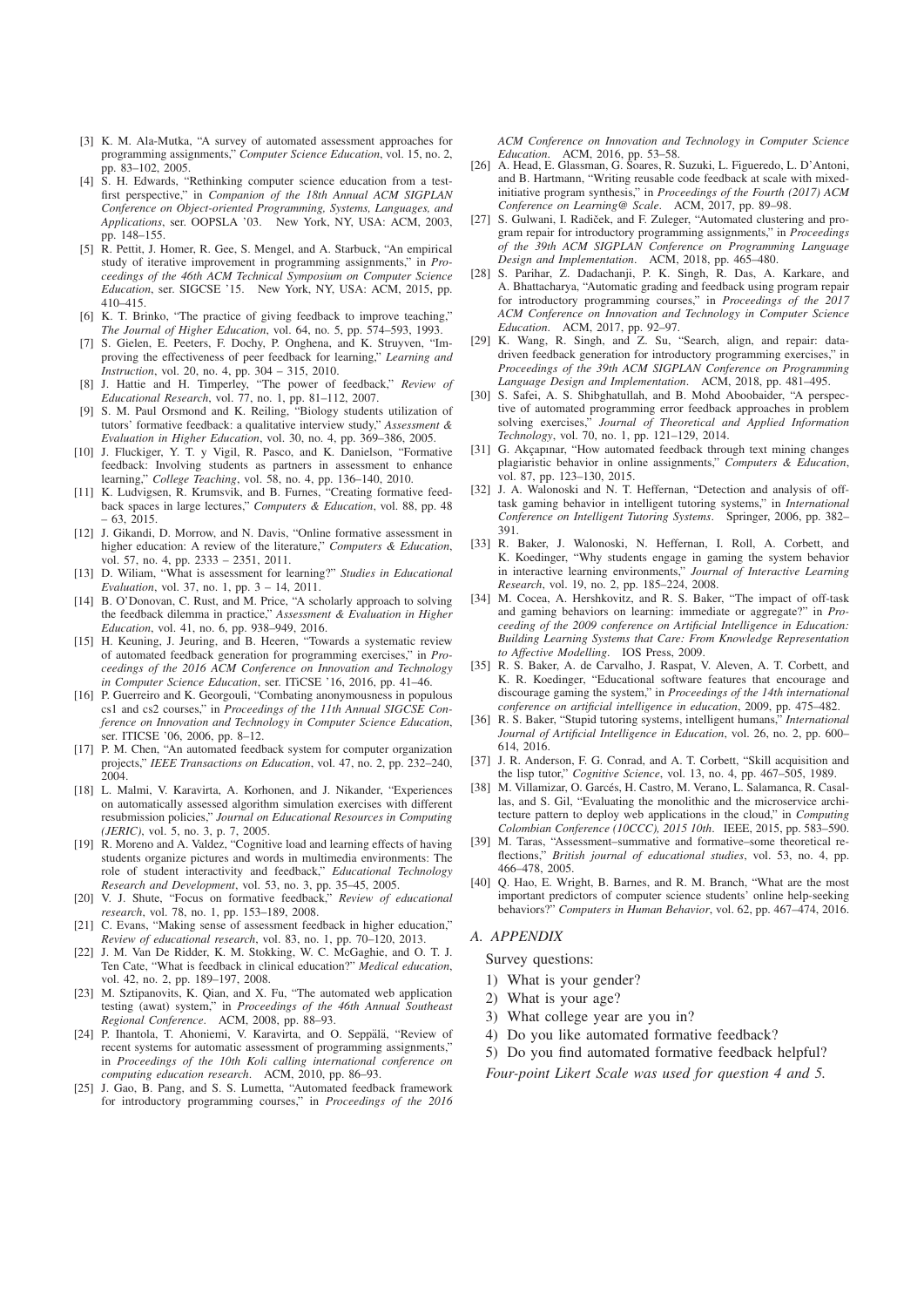[3] K. M. Ala-Mutka, "A survey of automated assessment approaches for programming assignments," *Computer Science Education*, vol. 15, no. 2, pp. 83–102, 2005.

[4] S. H. Edwards, "Rethinking computer science education from a test-first perspective," in *Companion of the 18th Annual ACM SIGPLAN Conference on Object-oriented Programming, Systems, Languages, and Applications*, ser. OOPSLA '03. New York, NY, USA: ACM, 2003, pp. 148–155.

[5] R. Pettit, J. Homer, R. Gee, S. Mengel, and A. Starbuck, "An empirical study of iterative improvement in programming assignments," in *Proceedings of the 46th ACM Technical Symposium on Computer Science Education*, ser. SIGCSE '15. New York, NY, USA: ACM, 2015, pp. 410–415.

[6] K. T. Brinko, "The practice of giving feedback to improve teaching," *The Journal of Higher Education*, vol. 64, no. 5, pp. 574–593, 1993.

[7] S. Gielen, E. Peeters, F. Dochy, P. Onghena, and K. Struyven, "Improving the effectiveness of peer feedback for learning," *Learning and Instruction*, vol. 20, no. 4, pp. 304 – 315, 2010.

[8] J. Hattie and H. Timperley, "The power of feedback," *Review of Educational Research*, vol. 77, no. 1, pp. 81–112, 2007.

[9] S. M. Paul Orsmond and K. Reiling, "Biology students utilization of tutors' formative feedback: a qualitative interview study," *Assessment & Evaluation in Higher Education*, vol. 30, no. 4, pp. 369–386, 2005.

[10] J. Fluckiger, Y. T. y Vigil, R. Pasco, and K. Danielson, "Formative feedback: Involving students as partners in assessment to enhance learning," *College Teaching*, vol. 58, no. 4, pp. 136–140, 2010.

[11] K. Ludvigsen, R. Krumsvik, and B. Furnes, "Creating formative feedback spaces in large lectures," *Computers & Education*, vol. 88, pp. 48 – 63, 2015.

[12] J. Gikandi, D. Morrow, and N. Davis, "Online formative assessment in higher education: A review of the literature," *Computers & Education*, vol. 57, no. 4, pp. 2333 – 2351, 2011.

[13] D. Wiliam, "What is assessment for learning?" *Studies in Educational Evaluation*, vol. 37, no. 1, pp. 3 – 14, 2011.

[14] B. O'Donovan, C. Rust, and M. Price, "A scholarly approach to solving the feedback dilemma in practice," *Assessment & Evaluation in Higher Education*, vol. 41, no. 6, pp. 938–949, 2016.

[15] H. Keuning, J. Jeuring, and B. Heeren, "Towards a systematic review of automated feedback generation for programming exercises," in *Proceedings of the 2016 ACM Conference on Innovation and Technology in Computer Science Education*, ser. ITiCSE '16, 2016, pp. 41–46.

[16] P. Guerreiro and K. Georgouli, "Combating anonymousness in populous cs1 and cs2 courses," in *Proceedings of the 11th Annual SIGCSE Conference on Innovation and Technology in Computer Science Education*, ser. ITICSE '06, 2006, pp. 8–12.

[17] P. M. Chen, "An automated feedback system for computer organization projects," *IEEE Transactions on Education*, vol. 47, no. 2, pp. 232–240, 2004.

[18] L. Malmi, V. Karavirta, A. Korhonen, and J. Nikander, "Experiences on automatically assessed algorithm simulation exercises with different resubmission policies," *Journal on Educational Resources in Computing (JERIC)*, vol. 5, no. 3, p. 7, 2005.

[19] R. Moreno and A. Valdez, "Cognitive load and learning effects of having students organize pictures and words in multimedia environments: The role of student interactivity and feedback," *Educational Technology Research and Development*, vol. 53, no. 3, pp. 35–45, 2005.

[20] V. J. Shute, "Focus on formative feedback," *Review of educational research*, vol. 78, no. 1, pp. 153–189, 2008.

[21] C. Evans, "Making sense of assessment feedback in higher education," *Review of educational research*, vol. 83, no. 1, pp. 70–120, 2013.

[22] J. M. Van De Ridder, K. M. Stokking, W. C. McGaghie, and O. T. J. Ten Cate, "What is feedback in clinical education?" *Medical education*, vol. 42, no. 2, pp. 189–197, 2008.

[23] M. Sztipanovits, K. Qian, and X. Fu, "The automated web application testing (awat) system," in *Proceedings of the 46th Annual Southeast Regional Conference*. ACM, 2008, pp. 88–93.

[24] P. Ihantola, T. Ahoniemi, V. Karavirta, and O. Seppälä, "Review of recent systems for automatic assessment of programming assignments," in *Proceedings of the 10th Koli calling international conference on computing education research*. ACM, 2010, pp. 86–93.

[25] J. Gao, B. Pang, and S. S. Lumetta, "Automated feedback framework for introductory programming courses," in *Proceedings of the 2016 ACM Conference on Innovation and Technology in Computer Science Education*. ACM, 2016, pp. 53–58.

[26] A. Head, E. Glassman, G. Soares, R. Suzuki, L. Figueredo, L. D'Antoni, and B. Hartmann, "Writing reusable code feedback at scale with mixed-initiative program synthesis," in *Proceedings of the Fourth (2017) ACM Conference on Learning@ Scale*. ACM, 2017, pp. 89–98.

[27] S. Gulwani, I. Radiček, and F. Zuleger, "Automated clustering and program repair for introductory programming assignments," in *Proceedings of the 39th ACM SIGPLAN Conference on Programming Language Design and Implementation*. ACM, 2018, pp. 465–480.

[28] S. Parihar, Z. Dadachanji, P. K. Singh, R. Das, A. Karkare, and A. Bhattacharya, "Automatic grading and feedback using program repair for introductory programming courses," in *Proceedings of the 2017 ACM Conference on Innovation and Technology in Computer Science Education*. ACM, 2017, pp. 92–97.

[29] K. Wang, R. Singh, and Z. Su, "Search, align, and repair: data-driven feedback generation for introductory programming exercises," in *Proceedings of the 39th ACM SIGPLAN Conference on Programming Language Design and Implementation*. ACM, 2018, pp. 481–495.

[30] S. Safei, A. S. Shibghatullah, and B. Mohd Aboobaider, "A perspective of automated programming error feedback approaches in problem solving exercises," *Journal of Theoretical and Applied Information Technology*, vol. 70, no. 1, pp. 121–129, 2014.

[31] G. Akçapınar, "How automated feedback through text mining changes plagiaristic behavior in online assignments," *Computers & Education*, vol. 87, pp. 123–130, 2015.

[32] J. A. Walonoski and N. T. Heffernan, "Detection and analysis of off-task gaming behavior in intelligent tutoring systems," in *International Conference on Intelligent Tutoring Systems*. Springer, 2006, pp. 382–391.

[33] R. Baker, J. Walonoski, N. Heffernan, I. Roll, A. Corbett, and K. Koedinger, "Why students engage in gaming the system behavior in interactive learning environments," *Journal of Interactive Learning Research*, vol. 19, no. 2, pp. 185–224, 2008.

[34] M. Cocea, A. Hershkovitz, and R. S. Baker, "The impact of off-task and gaming behaviors on learning: immediate or aggregate?" in *Proceeding of the 2009 conference on Artificial Intelligence in Education: Building Learning Systems that Care: From Knowledge Representation to Affective Modelling*. IOS Press, 2009.

[35] R. S. Baker, A. de Carvalho, J. Raspat, V. Aleven, A. T. Corbett, and K. R. Koedinger, "Educational software features that encourage and discourage gaming the system," in *Proceedings of the 14th international conference on artificial intelligence in education*, 2009, pp. 475–482.

[36] R. S. Baker, "Stupid tutoring systems, intelligent humans," *International Journal of Artificial Intelligence in Education*, vol. 26, no. 2, pp. 600–614, 2016.

[37] J. R. Anderson, F. G. Conrad, and A. T. Corbett, "Skill acquisition and the lisp tutor," *Cognitive Science*, vol. 13, no. 4, pp. 467–505, 1989.

[38] M. Villamizar, O. Garcés, H. Castro, M. Verano, L. Salamanca, R. Casallas, and S. Gil, "Evaluating the monolithic and the microservice architecture pattern to deploy web applications in the cloud," in *Computing Colombian Conference (10CCC), 2015 10th*. IEEE, 2015, pp. 583–590.

[39] M. Taras, "Assessment–summative and formative–some theoretical reflections," *British journal of educational studies*, vol. 53, no. 4, pp. 466–478, 2005.

[40] Q. Hao, E. Wright, B. Barnes, and R. M. Branch, "What are the most important predictors of computer science students' online help-seeking behaviors?" *Computers in Human Behavior*, vol. 62, pp. 467–474, 2016.

### *A. APPENDIX*

Survey questions:

1) What is your gender?
2) What is your age?
3) What college year are you in?
4) Do you like automated formative feedback?
5) Do you find automated formative feedback helpful?

*Four-point Likert Scale was used for question 4 and 5.*